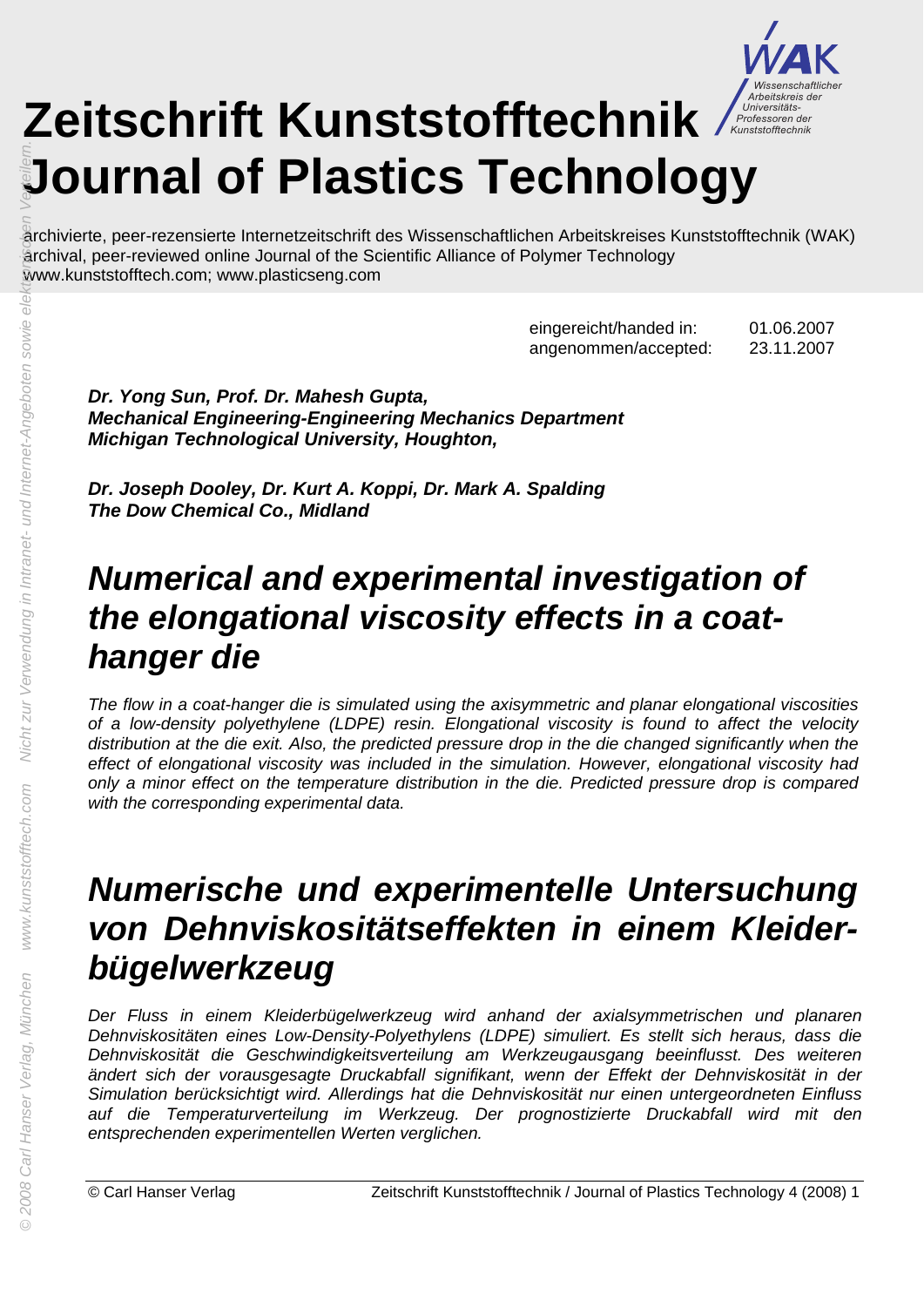# Zeitschrift Kunststofftechnik
# Journal of Plastics Technology

archivierte, peer-rezensierte Internetzeitschrift des Wissenschaftlichen Arbeitskreises Kunststofftechnik (WAK)
archival, peer-reviewed online Journal of the Scientific Alliance of Polymer Technology
www.kunststofftech.com; www.plasticseng.com

| | |
|---|---|
| eingereicht/handed in: | 01.06.2007 |
| angenommen/accepted: | 23.11.2007 |

***Dr. Yong Sun, Prof. Dr. Mahesh Gupta,***
***Mechanical Engineering-Engineering Mechanics Department***
***Michigan Technological University, Houghton,***

***Dr. Joseph Dooley, Dr. Kurt A. Koppi, Dr. Mark A. Spalding***
***The Dow Chemical Co., Midland***

## Numerical and experimental investigation of the elongational viscosity effects in a coat-hanger die

*The flow in a coat-hanger die is simulated using the axisymmetric and planar elongational viscosities of a low-density polyethylene (LDPE) resin. Elongational viscosity is found to affect the velocity distribution at the die exit. Also, the predicted pressure drop in the die changed significantly when the effect of elongational viscosity was included in the simulation. However, elongational viscosity had only a minor effect on the temperature distribution in the die. Predicted pressure drop is compared with the corresponding experimental data.*

## Numerische und experimentelle Untersuchung von Dehnviskositätseffekten in einem Kleiderbügelwerkzeug

*Der Fluss in einem Kleiderbügelwerkzeug wird anhand der axialsymmetrischen und planaren Dehnviskositäten eines Low-Density-Polyethylens (LDPE) simuliert. Es stellt sich heraus, dass die Dehnviskosität die Geschwindigkeitsverteilung am Werkzeugausgang beeinflusst. Des weiteren ändert sich der vorausgesagte Druckabfall signifikant, wenn der Effekt der Dehnviskosität in der Simulation berücksichtigt wird. Allerdings hat die Dehnviskosität nur einen untergeordneten Einfluss auf die Temperaturverteilung im Werkzeug. Der prognostizierte Druckabfall wird mit den entsprechenden experimentellen Werten verglichen.*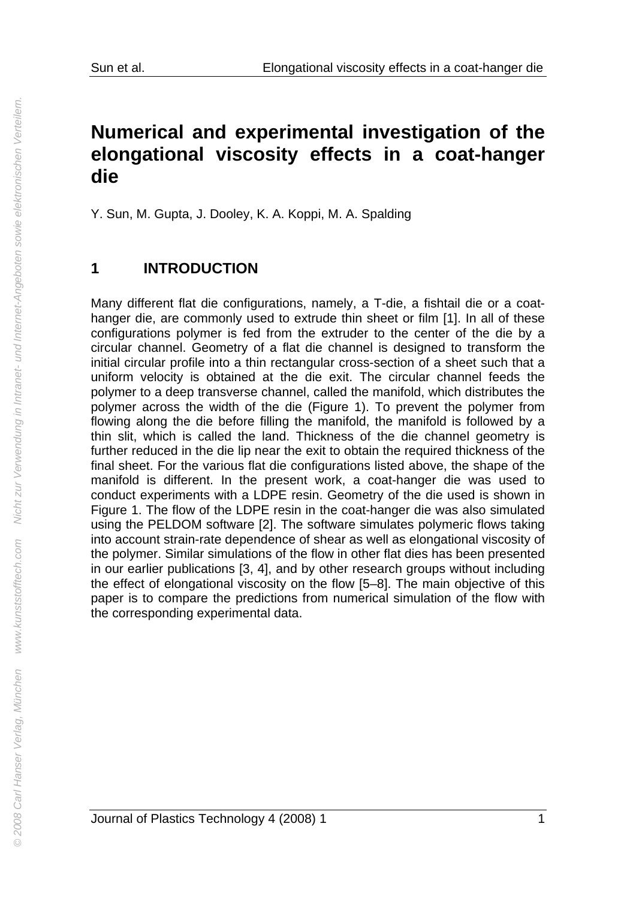# Numerical and experimental investigation of the elongational viscosity effects in a coat-hanger die

Y. Sun, M. Gupta, J. Dooley, K. A. Koppi, M. A. Spalding

## 1 INTRODUCTION

Many different flat die configurations, namely, a T-die, a fishtail die or a coat-hanger die, are commonly used to extrude thin sheet or film [1]. In all of these configurations polymer is fed from the extruder to the center of the die by a circular channel. Geometry of a flat die channel is designed to transform the initial circular profile into a thin rectangular cross-section of a sheet such that a uniform velocity is obtained at the die exit. The circular channel feeds the polymer to a deep transverse channel, called the manifold, which distributes the polymer across the width of the die (Figure 1). To prevent the polymer from flowing along the die before filling the manifold, the manifold is followed by a thin slit, which is called the land. Thickness of the die channel geometry is further reduced in the die lip near the exit to obtain the required thickness of the final sheet. For the various flat die configurations listed above, the shape of the manifold is different. In the present work, a coat-hanger die was used to conduct experiments with a LDPE resin. Geometry of the die used is shown in Figure 1. The flow of the LDPE resin in the coat-hanger die was also simulated using the PELDOM software [2]. The software simulates polymeric flows taking into account strain-rate dependence of shear as well as elongational viscosity of the polymer. Similar simulations of the flow in other flat dies has been presented in our earlier publications [3, 4], and by other research groups without including the effect of elongational viscosity on the flow [5–8]. The main objective of this paper is to compare the predictions from numerical simulation of the flow with the corresponding experimental data.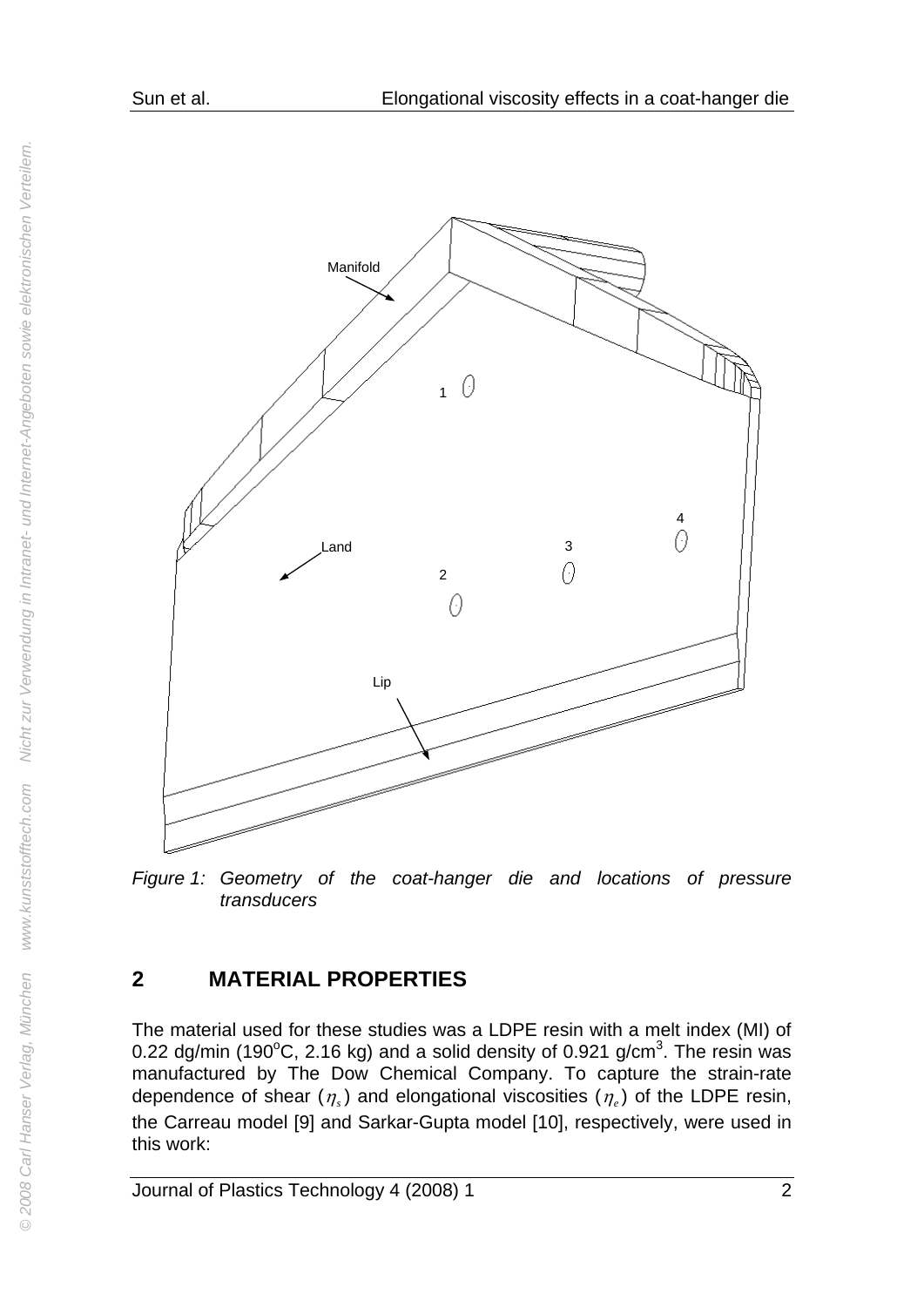Figure 1: Geometry of the coat-hanger die and locations of pressure transducers

## 2 MATERIAL PROPERTIES

The material used for these studies was a LDPE resin with a melt index (MI) of 0.22 dg/min (190°C, 2.16 kg) and a solid density of 0.921 g/cm$^3$. The resin was manufactured by The Dow Chemical Company. To capture the strain-rate dependence of shear ($\eta_s$) and elongational viscosities ($\eta_e$) of the LDPE resin, the Carreau model [9] and Sarkar-Gupta model [10], respectively, were used in this work: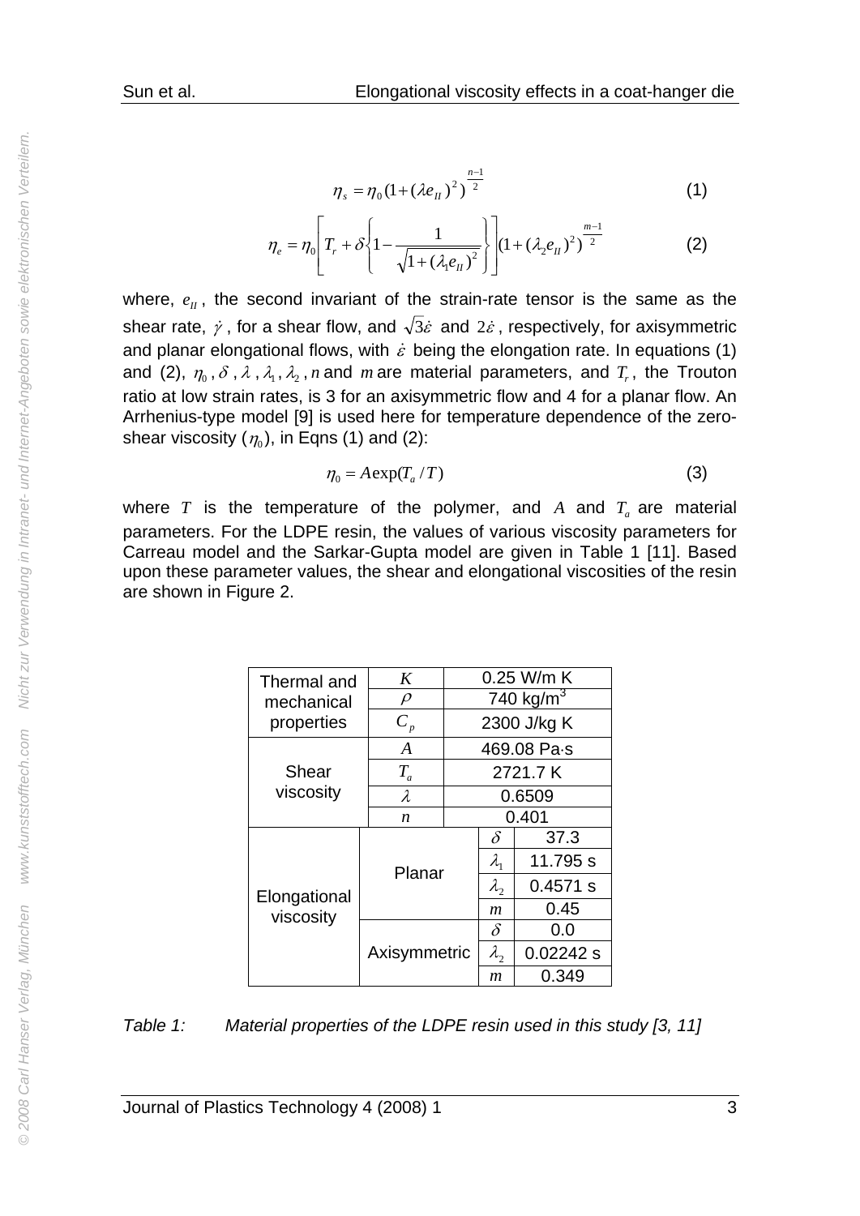$$\eta_s = \eta_0 (1 + (\lambda e_{II})^2)^{\frac{n-1}{2}} \tag{1}$$

$$\eta_e = \eta_0 \left[ T_r + \delta \left\{ 1 - \frac{1}{\sqrt{1 + (\lambda_1 e_{II})^2}} \right\} \right] (1 + (\lambda_2 e_{II})^2)^{\frac{m-1}{2}} \tag{2}$$

where, $e_{II}$, the second invariant of the strain-rate tensor is the same as the shear rate, $\dot{\gamma}$, for a shear flow, and $\sqrt{3}\dot{\varepsilon}$ and $2\dot{\varepsilon}$, respectively, for axisymmetric and planar elongational flows, with $\dot{\varepsilon}$ being the elongation rate. In equations (1) and (2), $\eta_0$, $\delta$, $\lambda$, $\lambda_1$, $\lambda_2$, $n$ and $m$ are material parameters, and $T_r$, the Trouton ratio at low strain rates, is 3 for an axisymmetric flow and 4 for a planar flow. An Arrhenius-type model [9] is used here for temperature dependence of the zero-shear viscosity ($\eta_0$), in Eqns (1) and (2):

$$\eta_0 = A \exp(T_a / T) \tag{3}$$

where $T$ is the temperature of the polymer, and $A$ and $T_a$ are material parameters. For the LDPE resin, the values of various viscosity parameters for Carreau model and the Sarkar-Gupta model are given in Table 1 [11]. Based upon these parameter values, the shear and elongational viscosities of the resin are shown in Figure 2.

| | | | |
|---|---|---|---|
| Thermal and mechanical properties | $K$ | | 0.25 W/m K |
| | $\rho$ | | 740 kg/m$^3$ |
| | $C_p$ | | 2300 J/kg K |
| Shear viscosity | $A$ | | 469.08 Pa·s |
| | $T_a$ | | 2721.7 K |
| | $\lambda$ | | 0.6509 |
| | $n$ | | 0.401 |
| Elongational viscosity | Planar | $\delta$ | 37.3 |
| | | $\lambda_1$ | 11.795 s |
| | | $\lambda_2$ | 0.4571 s |
| | | $m$ | 0.45 |
| | Axisymmetric | $\delta$ | 0.0 |
| | | $\lambda_2$ | 0.02242 s |
| | | $m$ | 0.349 |

*Table 1: Material properties of the LDPE resin used in this study [3, 11]*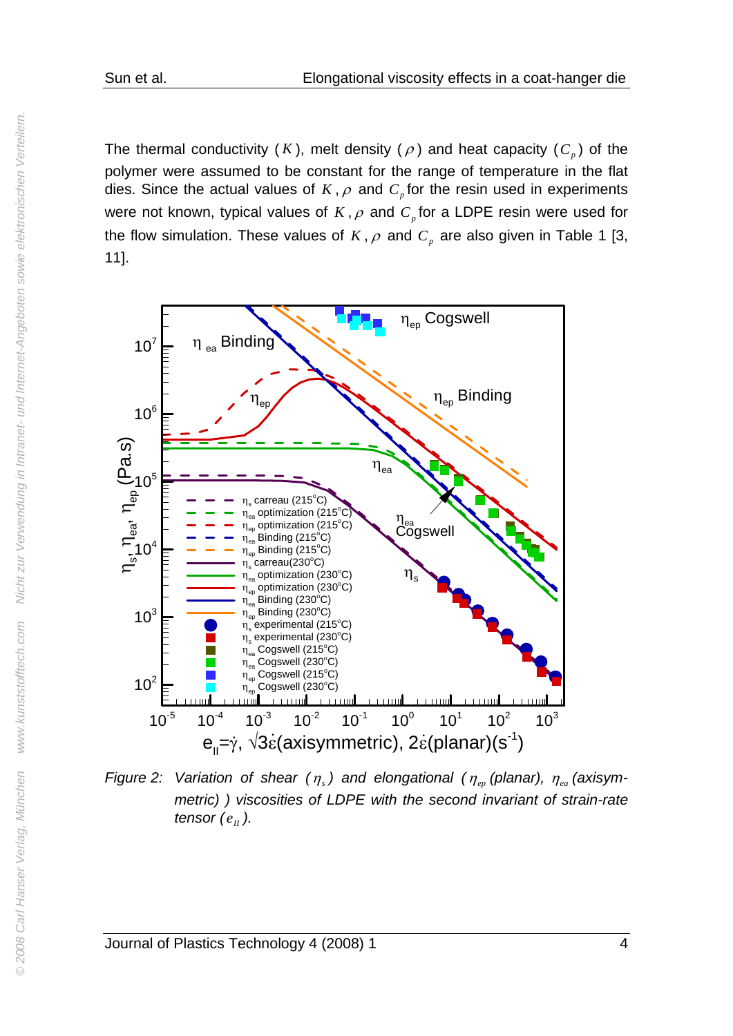The thermal conductivity ($K$), melt density ($\rho$) and heat capacity ($C_p$) of the polymer were assumed to be constant for the range of temperature in the flat dies. Since the actual values of $K$, $\rho$ and $C_p$ for the resin used in experiments were not known, typical values of $K$, $\rho$ and $C_p$ for a LDPE resin were used for the flow simulation. These values of $K$, $\rho$ and $C_p$ are also given in Table 1 [3, 11].

*Figure 2: Variation of shear ($\eta_s$) and elongational ($\eta_{ep}$ (planar), $\eta_{ea}$ (axisymmetric) ) viscosities of LDPE with the second invariant of strain-rate tensor ($e_{II}$).*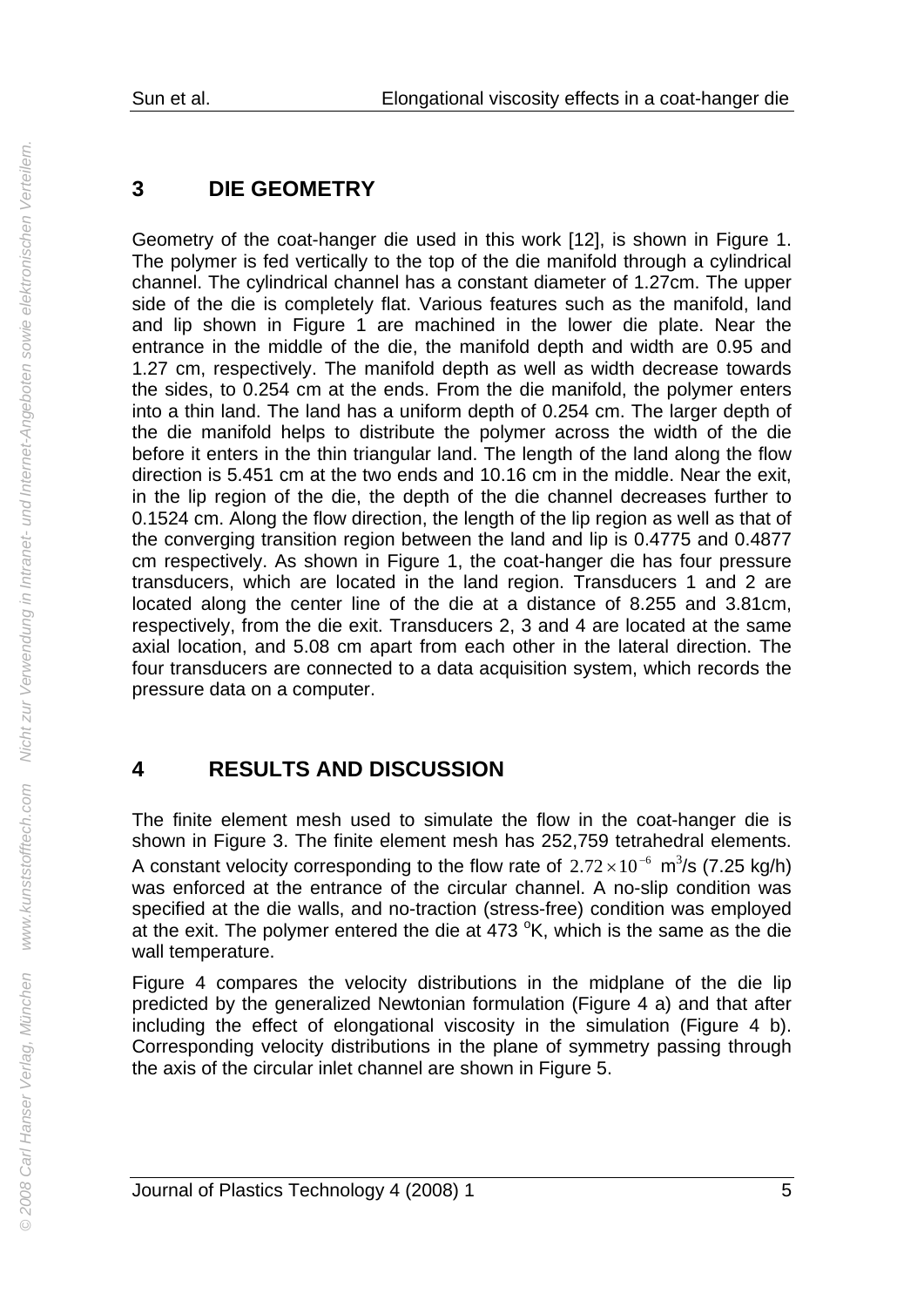## 3 DIE GEOMETRY

Geometry of the coat-hanger die used in this work [12], is shown in Figure 1. The polymer is fed vertically to the top of the die manifold through a cylindrical channel. The cylindrical channel has a constant diameter of 1.27cm. The upper side of the die is completely flat. Various features such as the manifold, land and lip shown in Figure 1 are machined in the lower die plate. Near the entrance in the middle of the die, the manifold depth and width are 0.95 and 1.27 cm, respectively. The manifold depth as well as width decrease towards the sides, to 0.254 cm at the ends. From the die manifold, the polymer enters into a thin land. The land has a uniform depth of 0.254 cm. The larger depth of the die manifold helps to distribute the polymer across the width of the die before it enters in the thin triangular land. The length of the land along the flow direction is 5.451 cm at the two ends and 10.16 cm in the middle. Near the exit, in the lip region of the die, the depth of the die channel decreases further to 0.1524 cm. Along the flow direction, the length of the lip region as well as that of the converging transition region between the land and lip is 0.4775 and 0.4877 cm respectively. As shown in Figure 1, the coat-hanger die has four pressure transducers, which are located in the land region. Transducers 1 and 2 are located along the center line of the die at a distance of 8.255 and 3.81cm, respectively, from the die exit. Transducers 2, 3 and 4 are located at the same axial location, and 5.08 cm apart from each other in the lateral direction. The four transducers are connected to a data acquisition system, which records the pressure data on a computer.

## 4 RESULTS AND DISCUSSION

The finite element mesh used to simulate the flow in the coat-hanger die is shown in Figure 3. The finite element mesh has 252,759 tetrahedral elements. A constant velocity corresponding to the flow rate of $2.72 \times 10^{-6}$ $m^3$/s (7.25 kg/h) was enforced at the entrance of the circular channel. A no-slip condition was specified at the die walls, and no-traction (stress-free) condition was employed at the exit. The polymer entered the die at 473 $^oK$, which is the same as the die wall temperature.

Figure 4 compares the velocity distributions in the midplane of the die lip predicted by the generalized Newtonian formulation (Figure 4 a) and that after including the effect of elongational viscosity in the simulation (Figure 4 b). Corresponding velocity distributions in the plane of symmetry passing through the axis of the circular inlet channel are shown in Figure 5.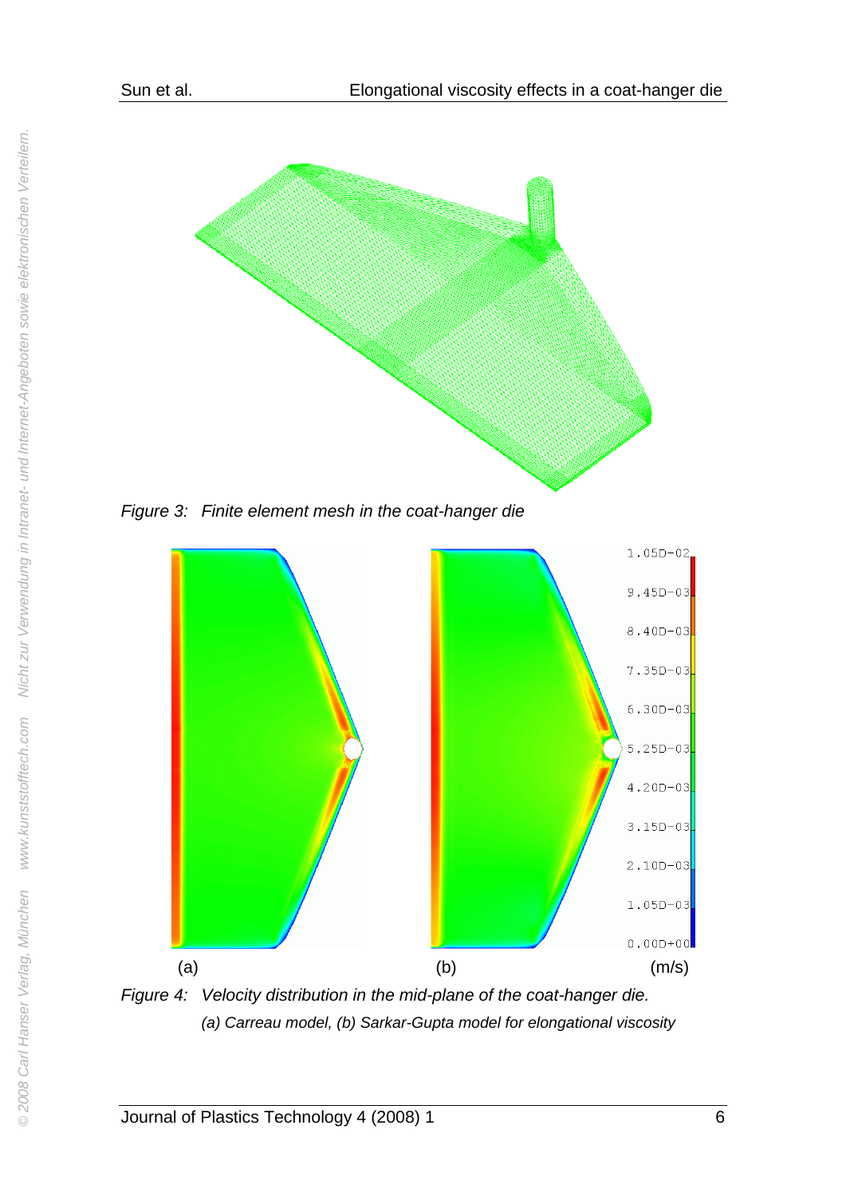*Figure 3: Finite element mesh in the coat-hanger die*

*Figure 4: Velocity distribution in the mid-plane of the coat-hanger die.*
*(a) Carreau model, (b) Sarkar-Gupta model for elongational viscosity*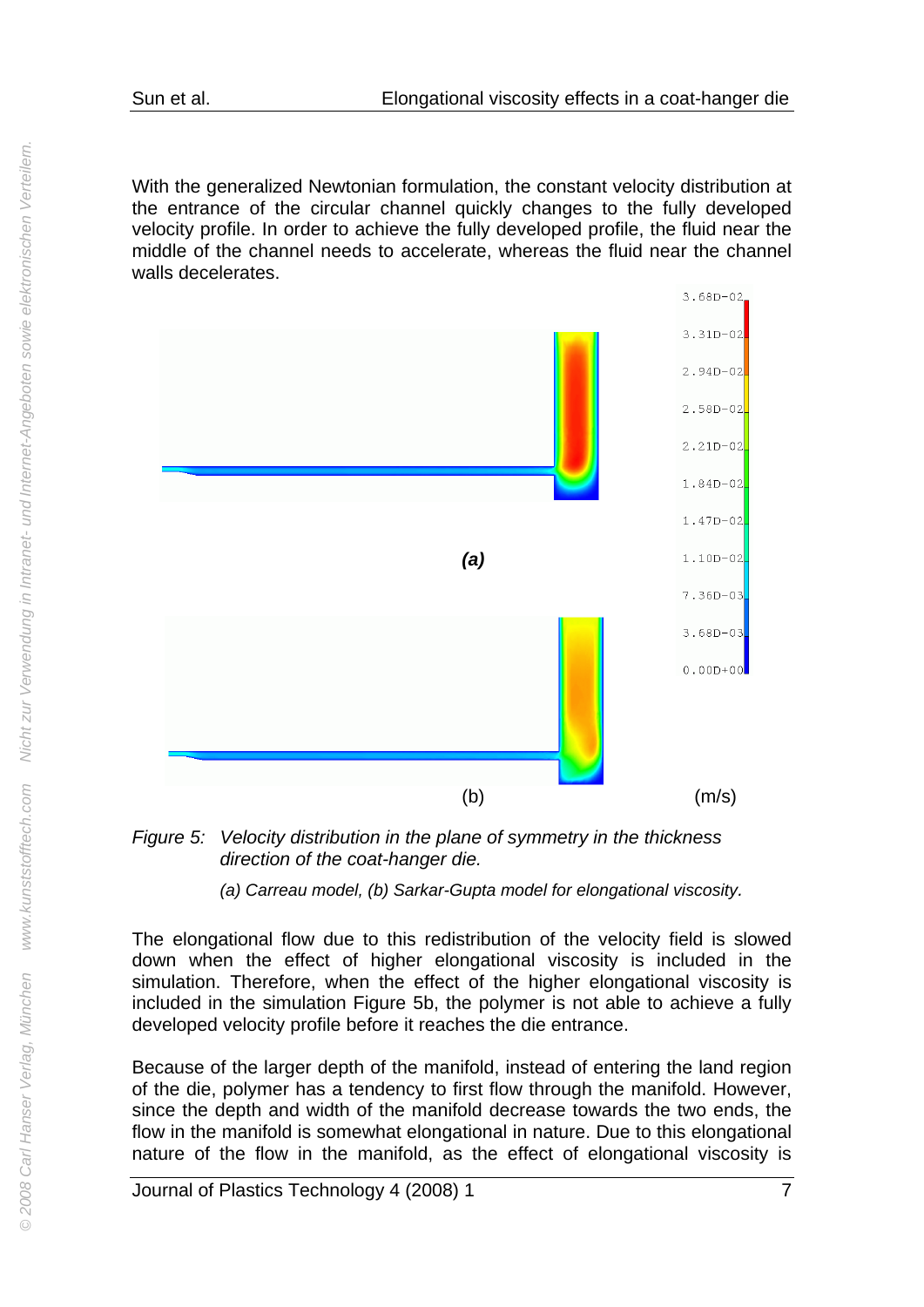With the generalized Newtonian formulation, the constant velocity distribution at the entrance of the circular channel quickly changes to the fully developed velocity profile. In order to achieve the fully developed profile, the fluid near the middle of the channel needs to accelerate, whereas the fluid near the channel walls decelerates.

*Figure 5: Velocity distribution in the plane of symmetry in the thickness direction of the coat-hanger die.*

*(a) Carreau model, (b) Sarkar-Gupta model for elongational viscosity.*

The elongational flow due to this redistribution of the velocity field is slowed down when the effect of higher elongational viscosity is included in the simulation. Therefore, when the effect of the higher elongational viscosity is included in the simulation Figure 5b, the polymer is not able to achieve a fully developed velocity profile before it reaches the die entrance.

Because of the larger depth of the manifold, instead of entering the land region of the die, polymer has a tendency to first flow through the manifold. However, since the depth and width of the manifold decrease towards the two ends, the flow in the manifold is somewhat elongational in nature. Due to this elongational nature of the flow in the manifold, as the effect of elongational viscosity is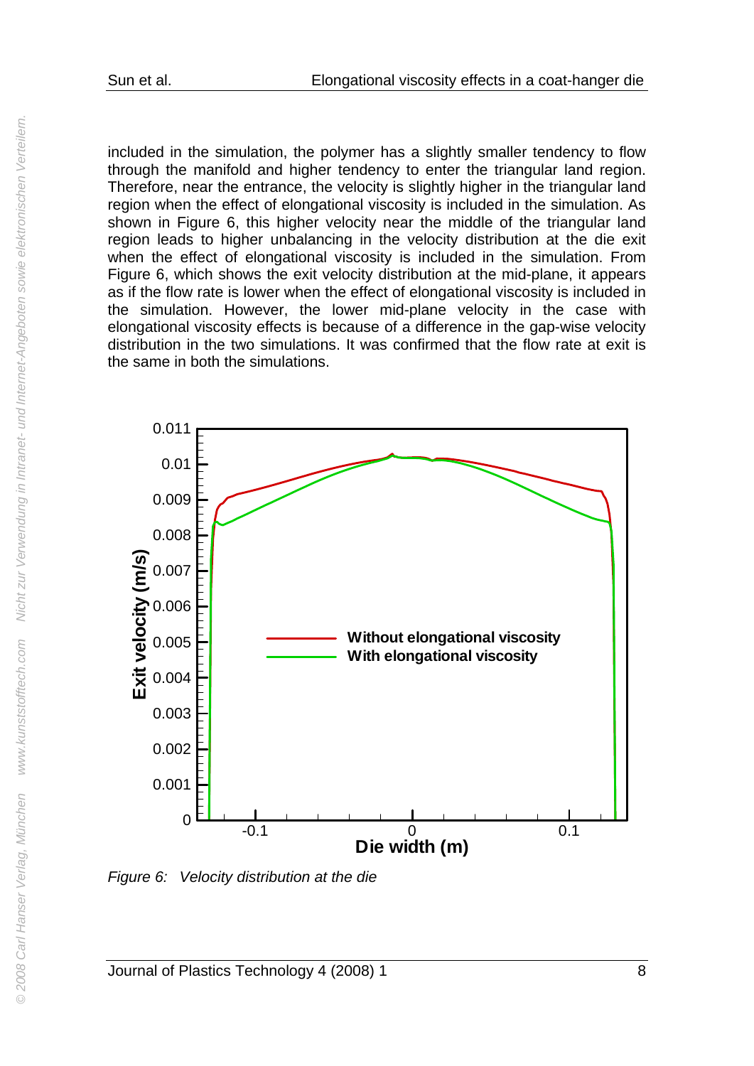included in the simulation, the polymer has a slightly smaller tendency to flow through the manifold and higher tendency to enter the triangular land region. Therefore, near the entrance, the velocity is slightly higher in the triangular land region when the effect of elongational viscosity is included in the simulation. As shown in Figure 6, this higher velocity near the middle of the triangular land region leads to higher unbalancing in the velocity distribution at the die exit when the effect of elongational viscosity is included in the simulation. From Figure 6, which shows the exit velocity distribution at the mid-plane, it appears as if the flow rate is lower when the effect of elongational viscosity is included in the simulation. However, the lower mid-plane velocity in the case with elongational viscosity effects is because of a difference in the gap-wise velocity distribution in the two simulations. It was confirmed that the flow rate at exit is the same in both the simulations.

*Figure 6: Velocity distribution at the die*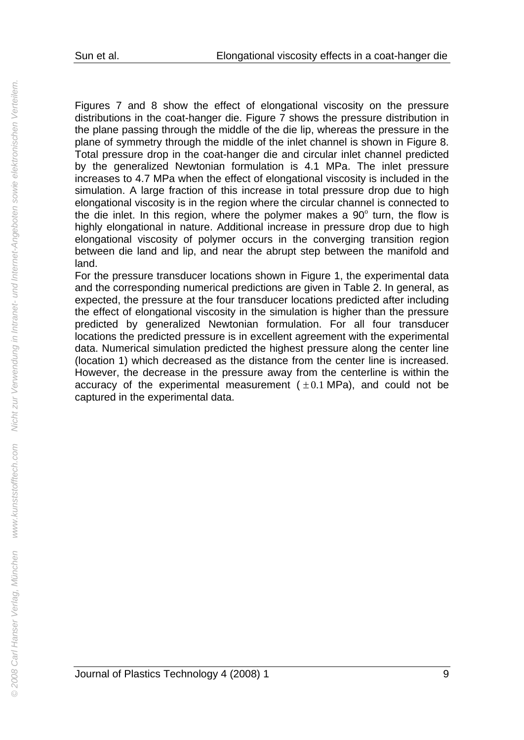Figures 7 and 8 show the effect of elongational viscosity on the pressure distributions in the coat-hanger die. Figure 7 shows the pressure distribution in the plane passing through the middle of the die lip, whereas the pressure in the plane of symmetry through the middle of the inlet channel is shown in Figure 8. Total pressure drop in the coat-hanger die and circular inlet channel predicted by the generalized Newtonian formulation is 4.1 MPa. The inlet pressure increases to 4.7 MPa when the effect of elongational viscosity is included in the simulation. A large fraction of this increase in total pressure drop due to high elongational viscosity is in the region where the circular channel is connected to the die inlet. In this region, where the polymer makes a $90^o$ turn, the flow is highly elongational in nature. Additional increase in pressure drop due to high elongational viscosity of polymer occurs in the converging transition region between die land and lip, and near the abrupt step between the manifold and land.

For the pressure transducer locations shown in Figure 1, the experimental data and the corresponding numerical predictions are given in Table 2. In general, as expected, the pressure at the four transducer locations predicted after including the effect of elongational viscosity in the simulation is higher than the pressure predicted by generalized Newtonian formulation. For all four transducer locations the predicted pressure is in excellent agreement with the experimental data. Numerical simulation predicted the highest pressure along the center line (location 1) which decreased as the distance from the center line is increased. However, the decrease in the pressure away from the centerline is within the accuracy of the experimental measurement ($\pm 0.1$ MPa), and could not be captured in the experimental data.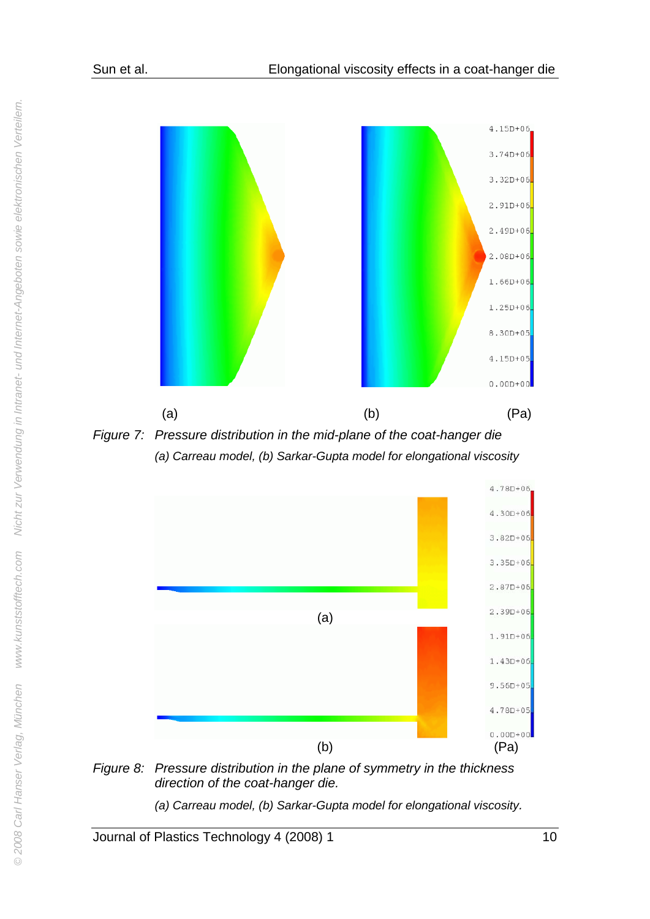Figure 7: *Pressure distribution in the mid-plane of the coat-hanger die*

*(a) Carreau model, (b) Sarkar-Gupta model for elongational viscosity*

Figure 8: *Pressure distribution in the plane of symmetry in the thickness direction of the coat-hanger die.*

*(a) Carreau model, (b) Sarkar-Gupta model for elongational viscosity.*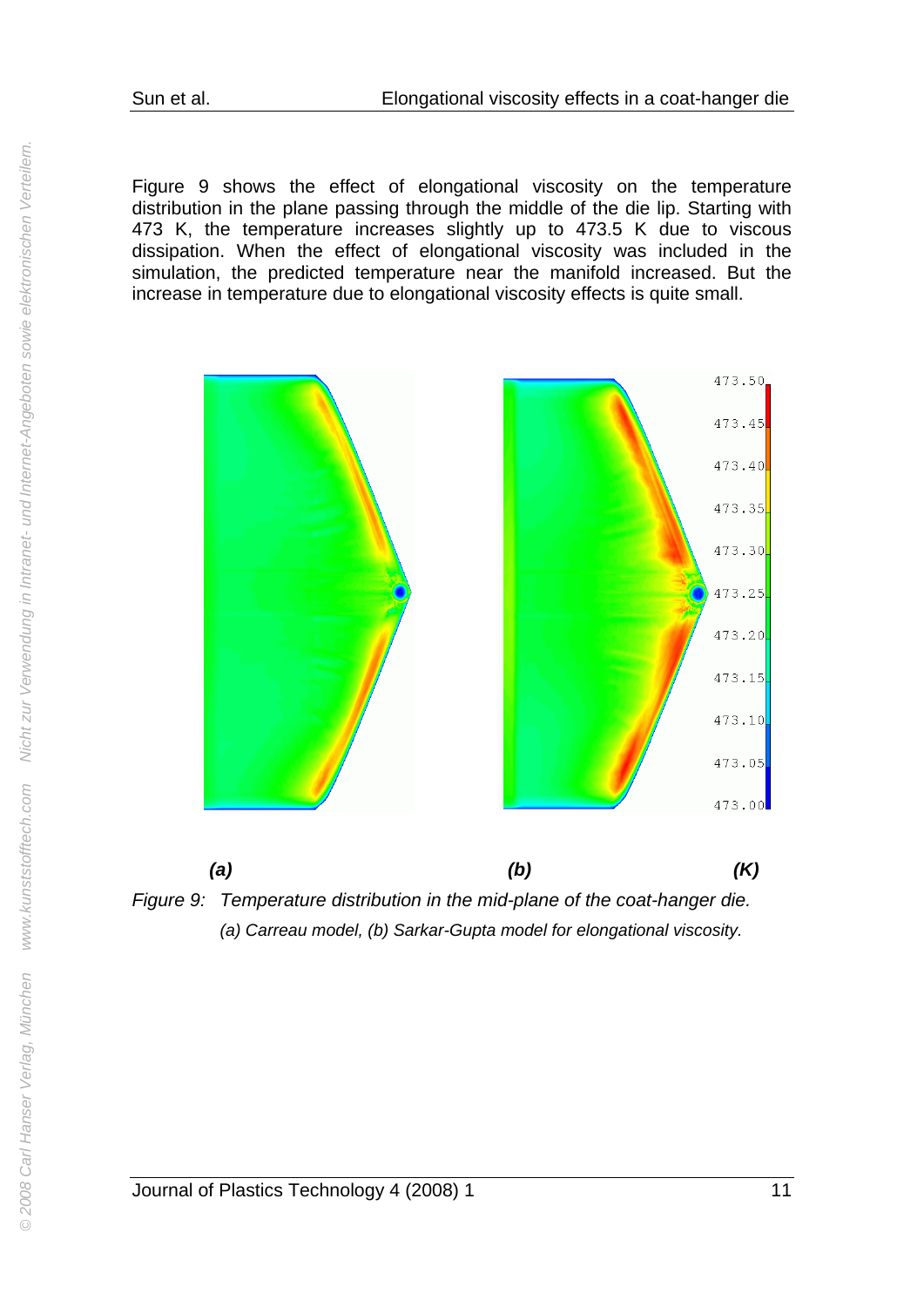Figure 9 shows the effect of elongational viscosity on the temperature distribution in the plane passing through the middle of the die lip. Starting with 473 K, the temperature increases slightly up to 473.5 K due to viscous dissipation. When the effect of elongational viscosity was included in the simulation, the predicted temperature near the manifold increased. But the increase in temperature due to elongational viscosity effects is quite small.

*Figure 9: Temperature distribution in the mid-plane of the coat-hanger die.*
*(a) Carreau model, (b) Sarkar-Gupta model for elongational viscosity.*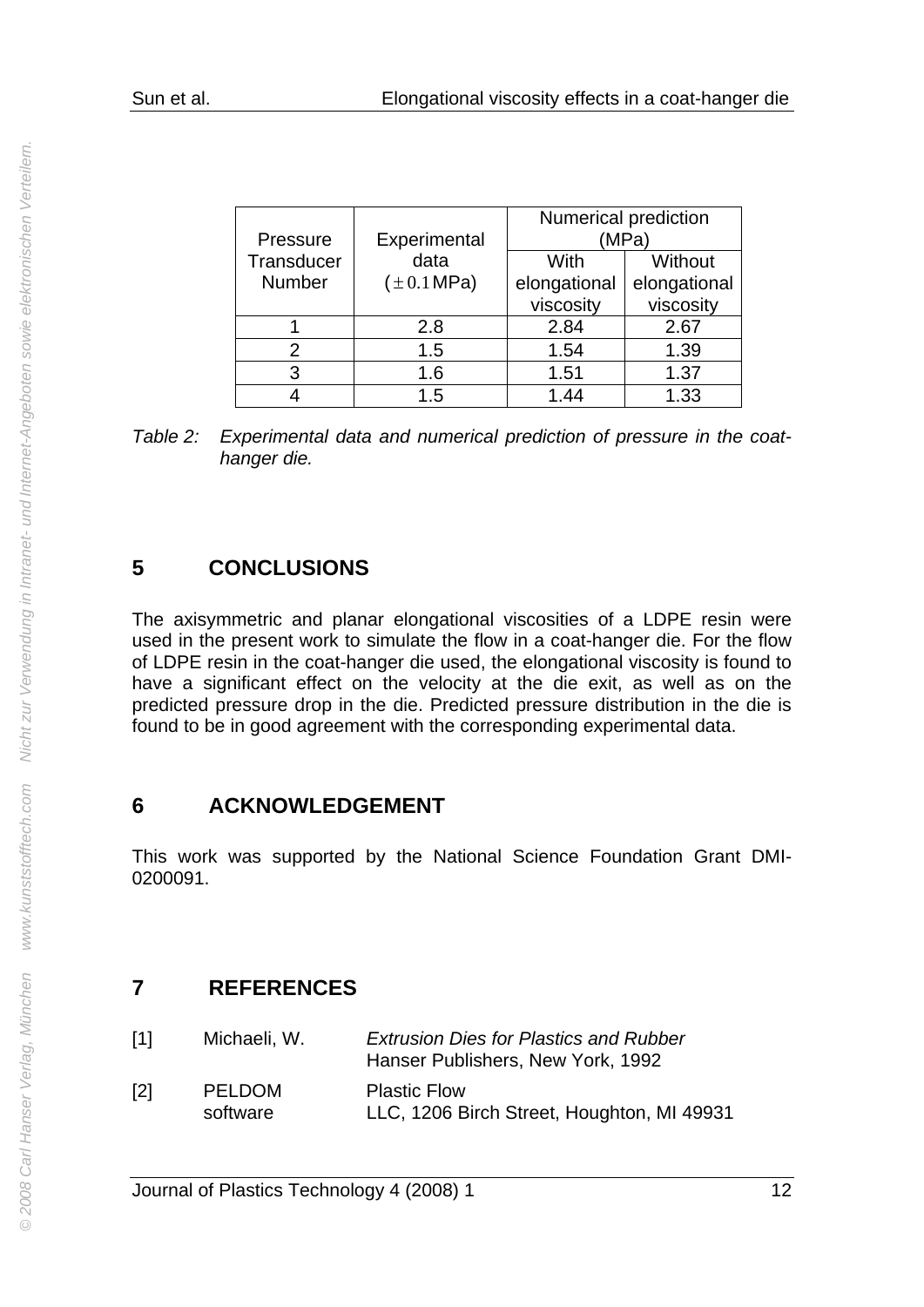| Pressure Transducer Number | Experimental data ($\pm 0.1$ MPa) | Numerical prediction (MPa) | |
|---|---|---|---|
| | | With elongational viscosity | Without elongational viscosity |
| 1 | 2.8 | 2.84 | 2.67 |
| 2 | 1.5 | 1.54 | 1.39 |
| 3 | 1.6 | 1.51 | 1.37 |
| 4 | 1.5 | 1.44 | 1.33 |

*Table 2: Experimental data and numerical prediction of pressure in the coat-hanger die.*

## 5 CONCLUSIONS

The axisymmetric and planar elongational viscosities of a LDPE resin were used in the present work to simulate the flow in a coat-hanger die. For the flow of LDPE resin in the coat-hanger die used, the elongational viscosity is found to have a significant effect on the velocity at the die exit, as well as on the predicted pressure drop in the die. Predicted pressure distribution in the die is found to be in good agreement with the corresponding experimental data.

## 6 ACKNOWLEDGEMENT

This work was supported by the National Science Foundation Grant DMI-0200091.

## 7 REFERENCES

[1] Michaeli, W. *Extrusion Dies for Plastics and Rubber* Hanser Publishers, New York, 1992

[2] PELDOM software Plastic Flow LLC, 1206 Birch Street, Houghton, MI 49931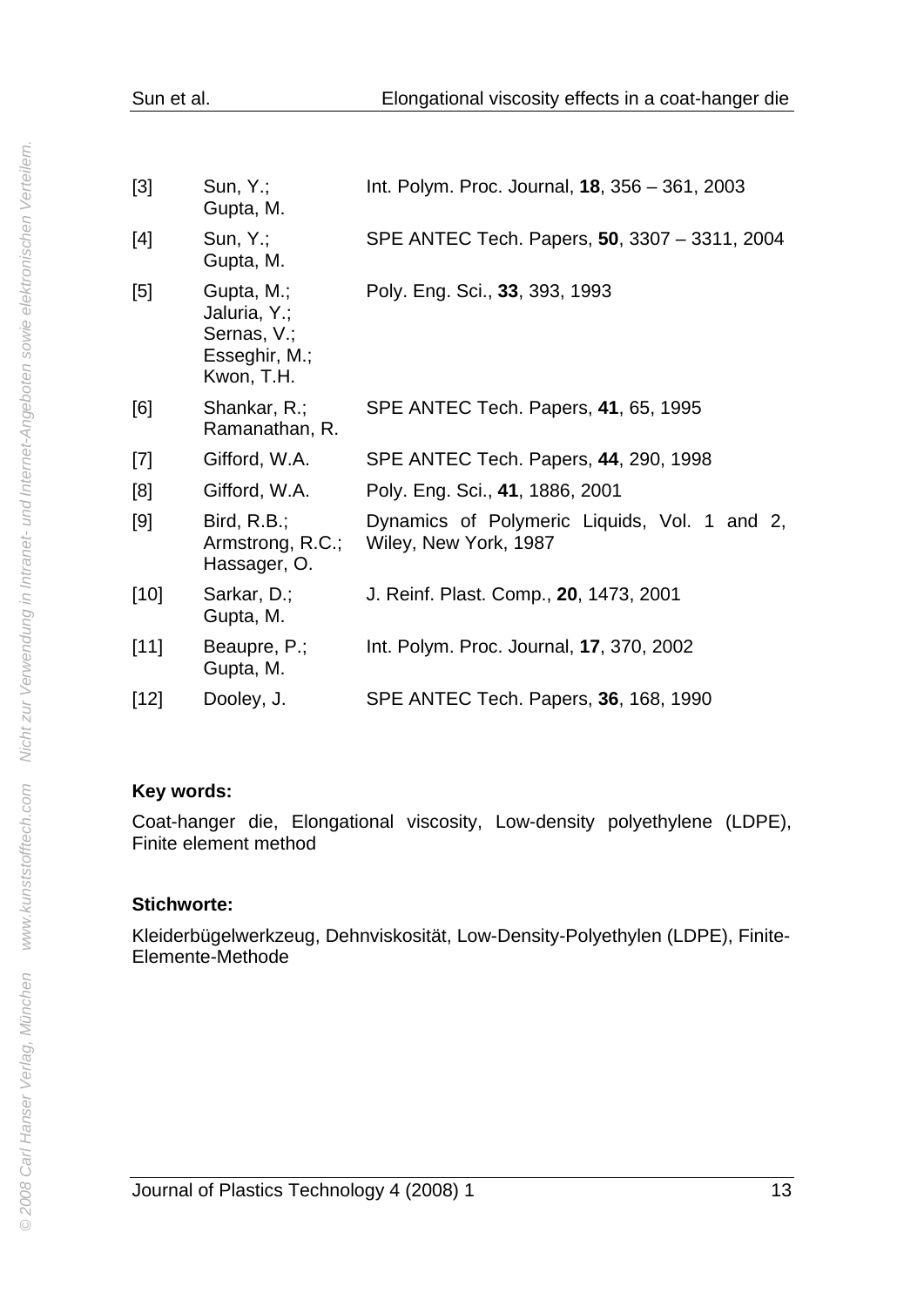| | | |
|---|---|---|
| [3] | Sun, Y.; Gupta, M. | Int. Polym. Proc. Journal, **18**, 356 – 361, 2003 |
| [4] | Sun, Y.; Gupta, M. | SPE ANTEC Tech. Papers, **50**, 3307 – 3311, 2004 |
| [5] | Gupta, M.; Jaluria, Y.; Sernas, V.; Esseghir, M.; Kwon, T.H. | Poly. Eng. Sci., **33**, 393, 1993 |
| [6] | Shankar, R.; Ramanathan, R. | SPE ANTEC Tech. Papers, **41**, 65, 1995 |
| [7] | Gifford, W.A. | SPE ANTEC Tech. Papers, **44**, 290, 1998 |
| [8] | Gifford, W.A. | Poly. Eng. Sci., **41**, 1886, 2001 |
| [9] | Bird, R.B.; Armstrong, R.C.; Hassager, O. | Dynamics of Polymeric Liquids, Vol. 1 and 2, Wiley, New York, 1987 |
| [10] | Sarkar, D.; Gupta, M. | J. Reinf. Plast. Comp., **20**, 1473, 2001 |
| [11] | Beaupre, P.; Gupta, M. | Int. Polym. Proc. Journal, **17**, 370, 2002 |
| [12] | Dooley, J. | SPE ANTEC Tech. Papers, **36**, 168, 1990 |

**Key words:**

Coat-hanger die, Elongational viscosity, Low-density polyethylene (LDPE), Finite element method

**Stichworte:**

Kleiderbügelwerkzeug, Dehnviskosität, Low-Density-Polyethylen (LDPE), Finite-Elemente-Methode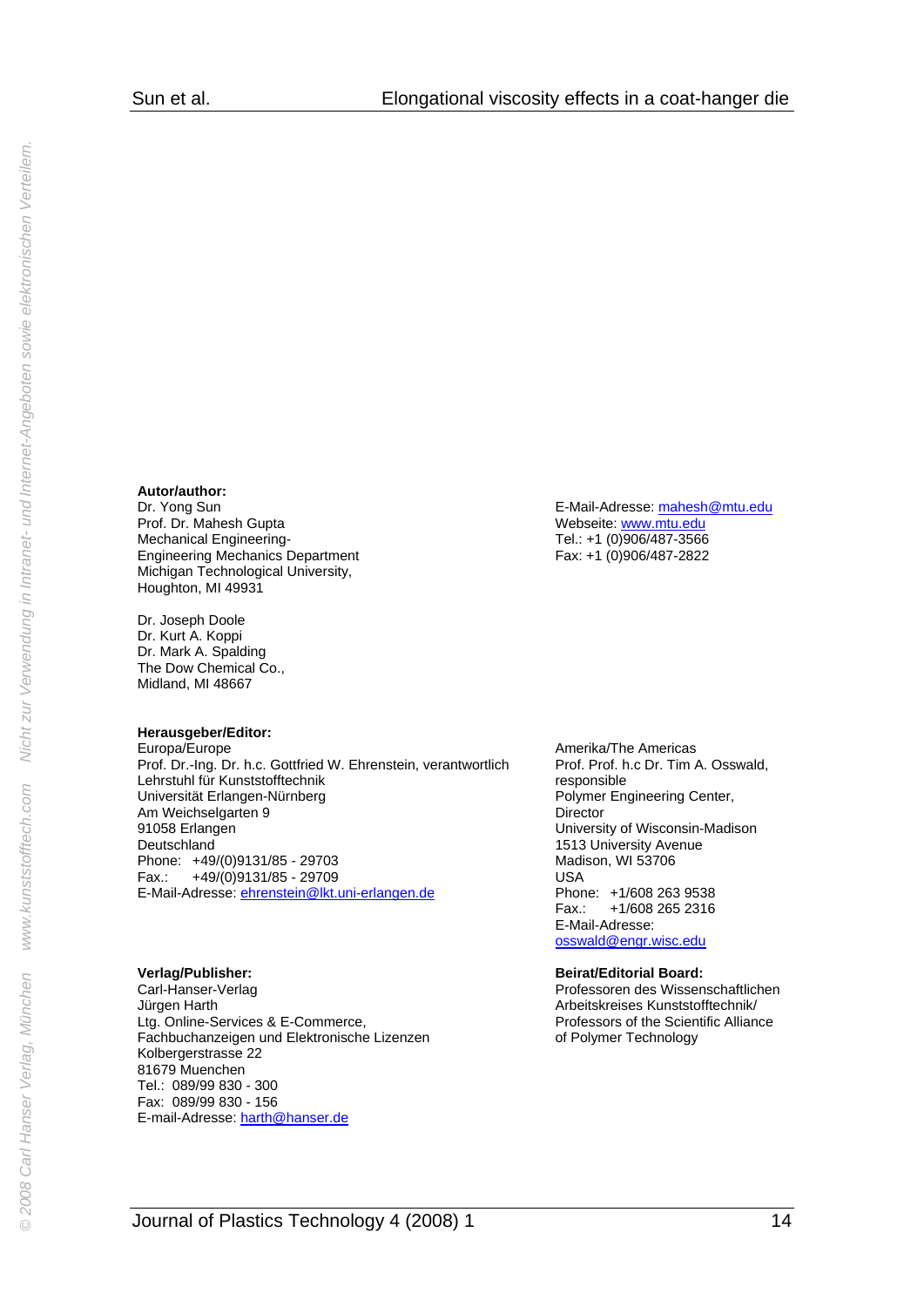**Autor/author:**
Dr. Yong Sun
Prof. Dr. Mahesh Gupta
Mechanical Engineering-
Engineering Mechanics Department
Michigan Technological University,
Houghton, MI 49931

E-Mail-Adresse: mahesh@mtu.edu
Webseite: www.mtu.edu
Tel.: +1 (0)906/487-3566
Fax: +1 (0)906/487-2822

Dr. Joseph Doole
Dr. Kurt A. Koppi
Dr. Mark A. Spalding
The Dow Chemical Co.,
Midland, MI 48667

**Herausgeber/Editor:**

Europa/Europe
Prof. Dr.-Ing. Dr. h.c. Gottfried W. Ehrenstein, verantwortlich
Lehrstuhl für Kunststofftechnik
Universität Erlangen-Nürnberg
Am Weichselgarten 9
91058 Erlangen
Deutschland
Phone: +49/(0)9131/85 - 29703
Fax.: +49/(0)9131/85 - 29709
E-Mail-Adresse: ehrenstein@lkt.uni-erlangen.de

Amerika/The Americas
Prof. Prof. h.c Dr. Tim A. Osswald, responsible
Polymer Engineering Center, Director
University of Wisconsin-Madison
1513 University Avenue
Madison, WI 53706
USA
Phone: +1/608 263 9538
Fax.: +1/608 265 2316
E-Mail-Adresse: osswald@engr.wisc.edu

**Verlag/Publisher:**
Carl-Hanser-Verlag
Jürgen Harth
Ltg. Online-Services & E-Commerce,
Fachbuchanzeigen und Elektronische Lizenzen
Kolbergerstrasse 22
81679 Muenchen
Tel.: 089/99 830 - 300
Fax: 089/99 830 - 156
E-mail-Adresse: harth@hanser.de

**Beirat/Editorial Board:**
Professoren des Wissenschaftlichen Arbeitskreises Kunststofftechnik/
Professors of the Scientific Alliance of Polymer Technology